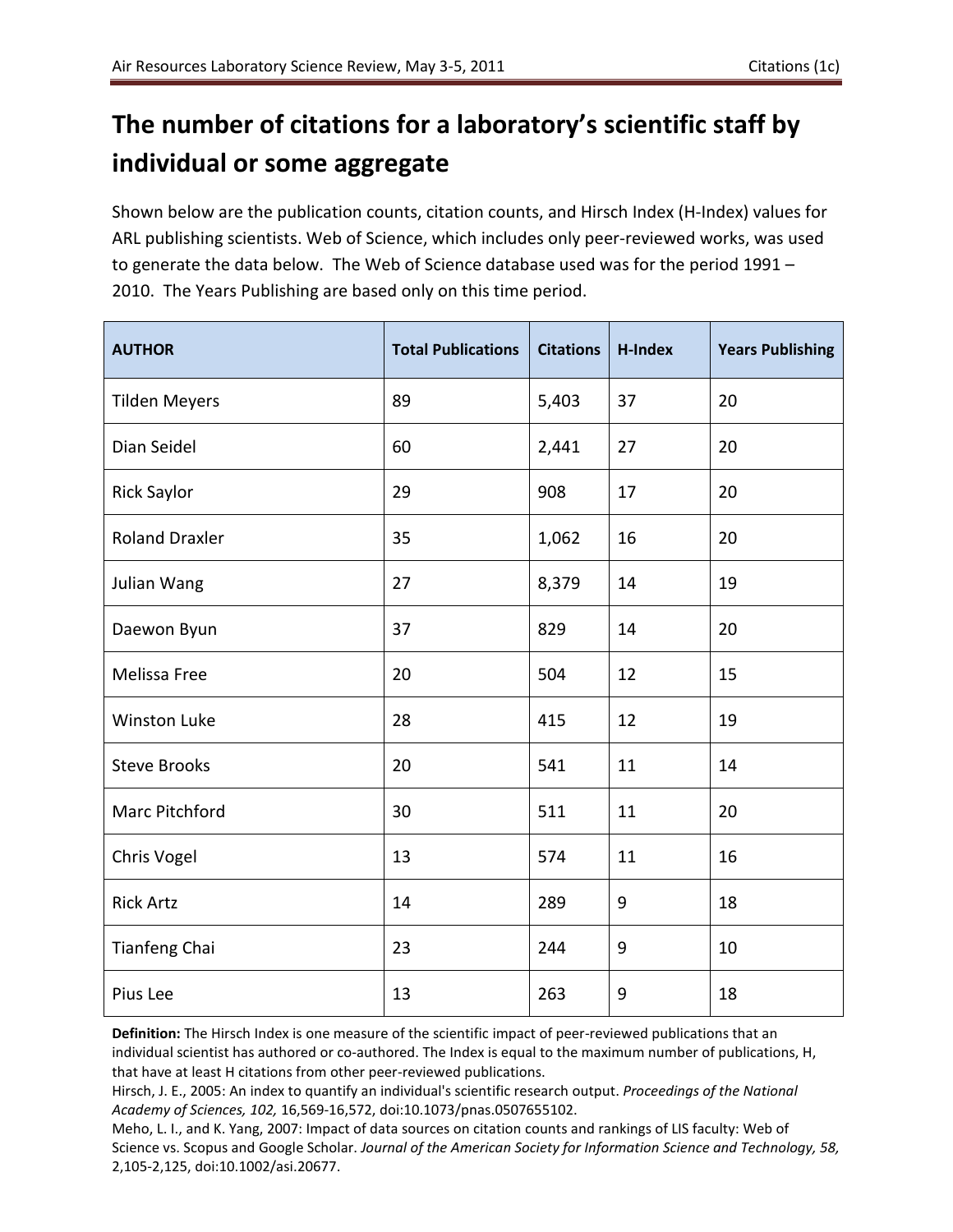# The number of citations for a laboratory's scientific staff by individual or some aggregate

Shown below are the publication counts, citation counts, and Hirsch Index (H-Index) values for ARL publishing scientists. Web of Science, which includes only peer-reviewed works, was used to generate the data below. The Web of Science database used was for the period 1991 – 2010. The Years Publishing are based only on this time period.

| AUTHOR | Total Publications | Citations | H-Index | Years Publishing |
|---|---|---|---|---|
| Tilden Meyers | 89 | 5,403 | 37 | 20 |
| Dian Seidel | 60 | 2,441 | 27 | 20 |
| Rick Saylor | 29 | 908 | 17 | 20 |
| Roland Draxler | 35 | 1,062 | 16 | 20 |
| Julian Wang | 27 | 8,379 | 14 | 19 |
| Daewon Byun | 37 | 829 | 14 | 20 |
| Melissa Free | 20 | 504 | 12 | 15 |
| Winston Luke | 28 | 415 | 12 | 19 |
| Steve Brooks | 20 | 541 | 11 | 14 |
| Marc Pitchford | 30 | 511 | 11 | 20 |
| Chris Vogel | 13 | 574 | 11 | 16 |
| Rick Artz | 14 | 289 | 9 | 18 |
| Tianfeng Chai | 23 | 244 | 9 | 10 |
| Pius Lee | 13 | 263 | 9 | 18 |

**Definition:** The Hirsch Index is one measure of the scientific impact of peer-reviewed publications that an individual scientist has authored or co-authored. The Index is equal to the maximum number of publications, H, that have at least H citations from other peer-reviewed publications.

Hirsch, J. E., 2005: An index to quantify an individual's scientific research output. *Proceedings of the National Academy of Sciences, 102,* 16,569-16,572, doi:10.1073/pnas.0507655102.

Meho, L. I., and K. Yang, 2007: Impact of data sources on citation counts and rankings of LIS faculty: Web of Science vs. Scopus and Google Scholar. *Journal of the American Society for Information Science and Technology, 58,* 2,105-2,125, doi:10.1002/asi.20677.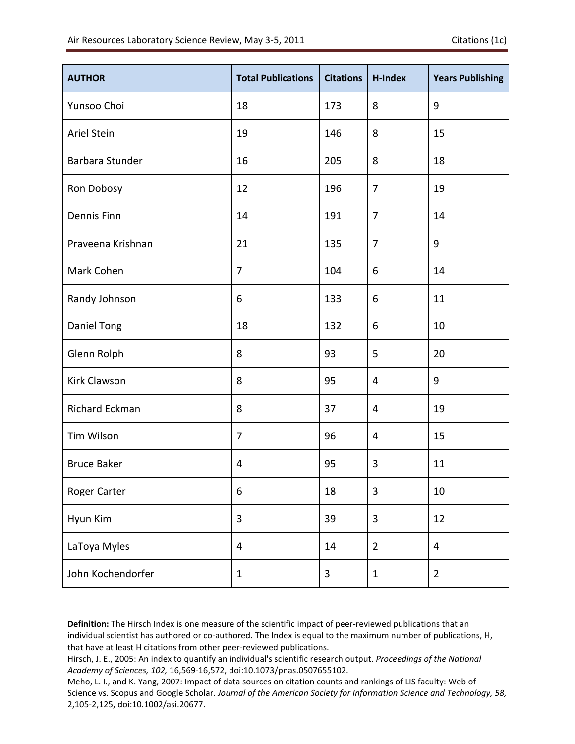| AUTHOR | Total Publications | Citations | H-Index | Years Publishing |
|---|---|---|---|---|
| Yunsoo Choi | 18 | 173 | 8 | 9 |
| Ariel Stein | 19 | 146 | 8 | 15 |
| Barbara Stunder | 16 | 205 | 8 | 18 |
| Ron Dobosy | 12 | 196 | 7 | 19 |
| Dennis Finn | 14 | 191 | 7 | 14 |
| Praveena Krishnan | 21 | 135 | 7 | 9 |
| Mark Cohen | 7 | 104 | 6 | 14 |
| Randy Johnson | 6 | 133 | 6 | 11 |
| Daniel Tong | 18 | 132 | 6 | 10 |
| Glenn Rolph | 8 | 93 | 5 | 20 |
| Kirk Clawson | 8 | 95 | 4 | 9 |
| Richard Eckman | 8 | 37 | 4 | 19 |
| Tim Wilson | 7 | 96 | 4 | 15 |
| Bruce Baker | 4 | 95 | 3 | 11 |
| Roger Carter | 6 | 18 | 3 | 10 |
| Hyun Kim | 3 | 39 | 3 | 12 |
| LaToya Myles | 4 | 14 | 2 | 4 |
| John Kochendorfer | 1 | 3 | 1 | 2 |

**Definition:** The Hirsch Index is one measure of the scientific impact of peer-reviewed publications that an individual scientist has authored or co-authored. The Index is equal to the maximum number of publications, H, that have at least H citations from other peer-reviewed publications.

Hirsch, J. E., 2005: An index to quantify an individual's scientific research output. *Proceedings of the National Academy of Sciences, 102,* 16,569-16,572, doi:10.1073/pnas.0507655102.

Meho, L. I., and K. Yang, 2007: Impact of data sources on citation counts and rankings of LIS faculty: Web of Science vs. Scopus and Google Scholar. *Journal of the American Society for Information Science and Technology, 58,* 2,105-2,125, doi:10.1002/asi.20677.